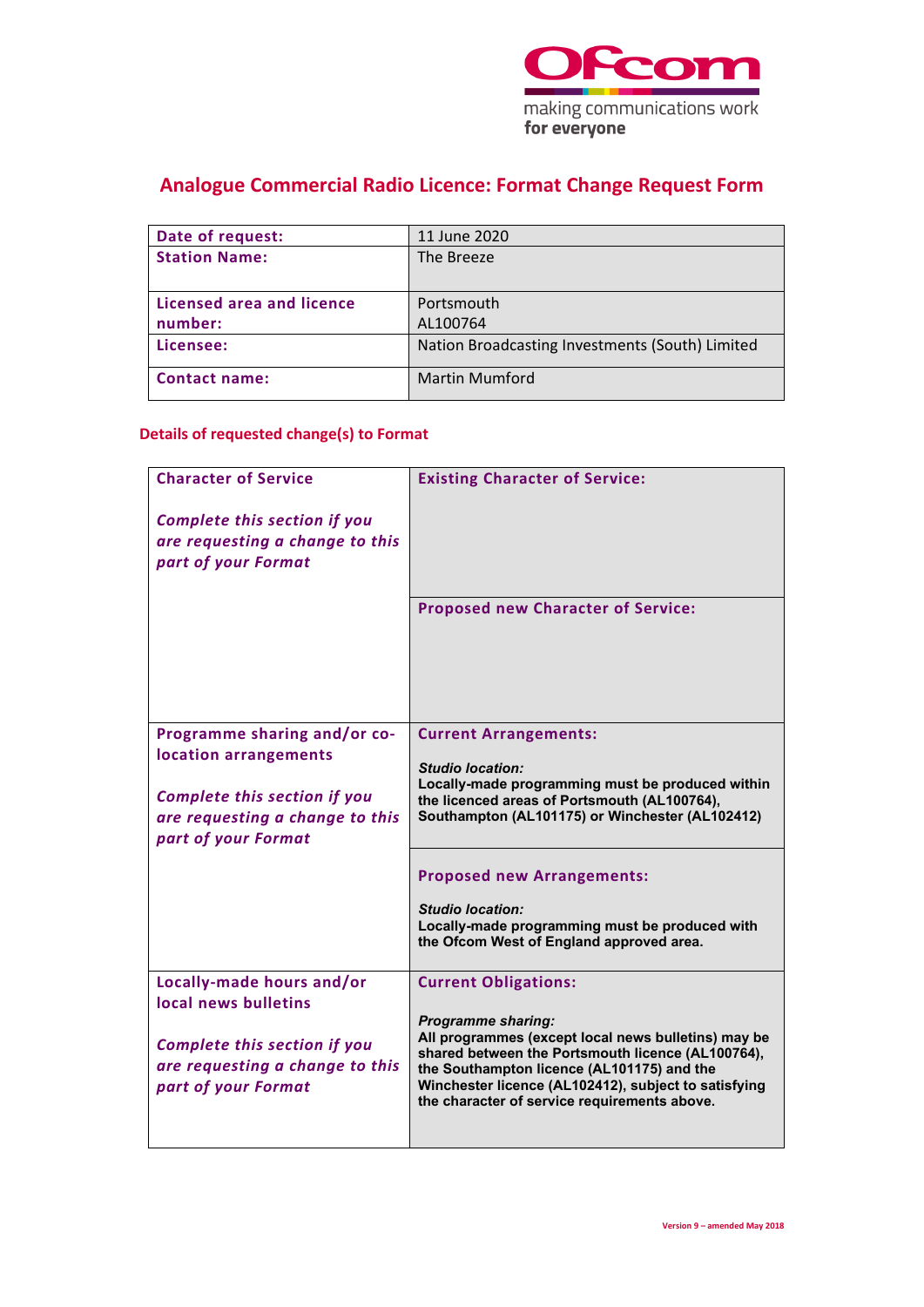# Analogue Commercial Radio Licence: Format Change Request Form

| Date of request: | 11 June 2020 |
|---|---|
| Station Name: | The Breeze |
| Licensed area and licence number: | Portsmouth<br>AL100764 |
| Licensee: | Nation Broadcasting Investments (South) Limited |
| Contact name: | Martin Mumford |

## Details of requested change(s) to Format

| | |
|---|---|
| **Character of Service**<br><br>*Complete this section if you are requesting a change to this part of your Format* | **Existing Character of Service:** |
| | **Proposed new Character of Service:** |
| **Programme sharing and/or co-location arrangements**<br><br>*Complete this section if you are requesting a change to this part of your Format* | **Current Arrangements:**<br><br>***Studio location:***<br>**Locally-made programming must be produced within the licenced areas of Portsmouth (AL100764), Southampton (AL101175) or Winchester (AL102412)** |
| | **Proposed new Arrangements:**<br><br>***Studio location:***<br>**Locally-made programming must be produced with the Ofcom West of England approved area.** |
| **Locally-made hours and/or local news bulletins**<br><br>*Complete this section if you are requesting a change to this part of your Format* | **Current Obligations:**<br><br>***Programme sharing:***<br>**All programmes (except local news bulletins) may be shared between the Portsmouth licence (AL100764), the Southampton licence (AL101175) and the Winchester licence (AL102412), subject to satisfying the character of service requirements above.** |

Version 9 – amended May 2018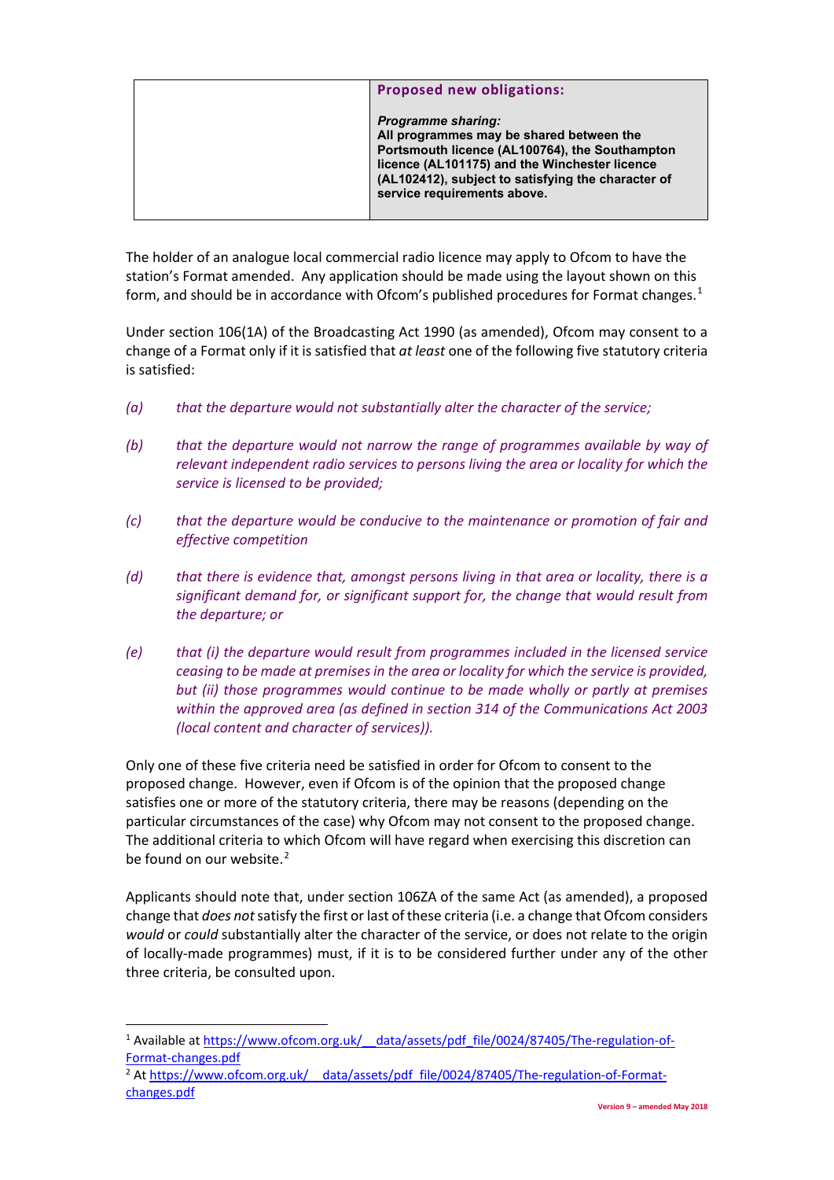| | **Proposed new obligations:**<br><br>***Programme sharing:***<br>**All programmes may be shared between the Portsmouth licence (AL100764), the Southampton licence (AL101175) and the Winchester licence (AL102412), subject to satisfying the character of service requirements above.** |
|---|---|

The holder of an analogue local commercial radio licence may apply to Ofcom to have the station's Format amended. Any application should be made using the layout shown on this form, and should be in accordance with Ofcom's published procedures for Format changes.[1]

Under section 106(1A) of the Broadcasting Act 1990 (as amended), Ofcom may consent to a change of a Format only if it is satisfied that *at least* one of the following five statutory criteria is satisfied:

*(a) that the departure would not substantially alter the character of the service;*

*(b) that the departure would not narrow the range of programmes available by way of relevant independent radio services to persons living the area or locality for which the service is licensed to be provided;*

*(c) that the departure would be conducive to the maintenance or promotion of fair and effective competition*

*(d) that there is evidence that, amongst persons living in that area or locality, there is a significant demand for, or significant support for, the change that would result from the departure; or*

*(e) that (i) the departure would result from programmes included in the licensed service ceasing to be made at premises in the area or locality for which the service is provided, but (ii) those programmes would continue to be made wholly or partly at premises within the approved area (as defined in section 314 of the Communications Act 2003 (local content and character of services)).*

Only one of these five criteria need be satisfied in order for Ofcom to consent to the proposed change. However, even if Ofcom is of the opinion that the proposed change satisfies one or more of the statutory criteria, there may be reasons (depending on the particular circumstances of the case) why Ofcom may not consent to the proposed change. The additional criteria to which Ofcom will have regard when exercising this discretion can be found on our website.[2]

Applicants should note that, under section 106ZA of the same Act (as amended), a proposed change that *does not* satisfy the first or last of these criteria (i.e. a change that Ofcom considers *would* or *could* substantially alter the character of the service, or does not relate to the origin of locally-made programmes) must, if it is to be considered further under any of the other three criteria, be consulted upon.

---

[1] Available at https://www.ofcom.org.uk/__data/assets/pdf_file/0024/87405/The-regulation-of-Format-changes.pdf

[2] At https://www.ofcom.org.uk/__data/assets/pdf_file/0024/87405/The-regulation-of-Format-changes.pdf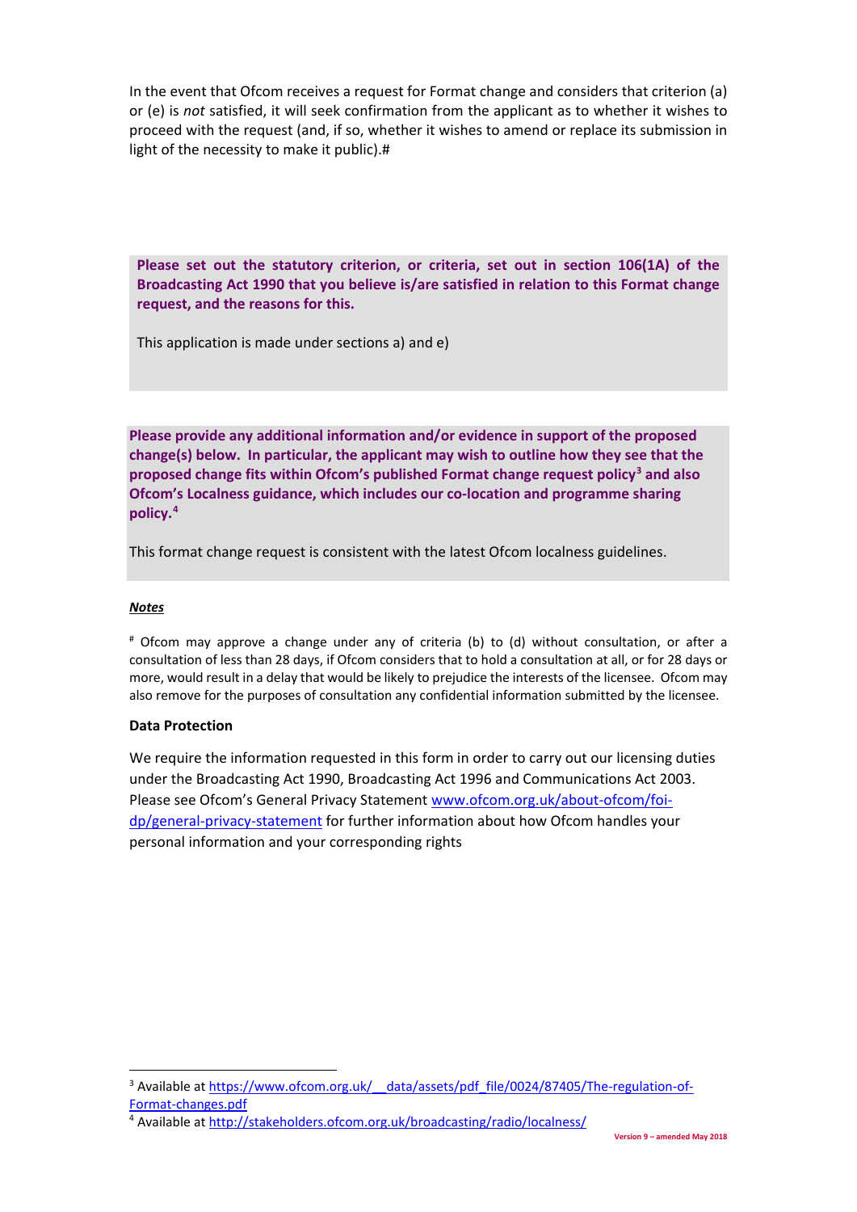In the event that Ofcom receives a request for Format change and considers that criterion (a) or (e) is *not* satisfied, it will seek confirmation from the applicant as to whether it wishes to proceed with the request (and, if so, whether it wishes to amend or replace its submission in light of the necessity to make it public).#

**Please set out the statutory criterion, or criteria, set out in section 106(1A) of the Broadcasting Act 1990 that you believe is/are satisfied in relation to this Format change request, and the reasons for this.**

This application is made under sections a) and e)

**Please provide any additional information and/or evidence in support of the proposed change(s) below. In particular, the applicant may wish to outline how they see that the proposed change fits within Ofcom's published Format change request policy[3] and also Ofcom's Localness guidance, which includes our co-location and programme sharing policy.[4]**

This format change request is consistent with the latest Ofcom localness guidelines.

***Notes***

# Ofcom may approve a change under any of criteria (b) to (d) without consultation, or after a consultation of less than 28 days, if Ofcom considers that to hold a consultation at all, or for 28 days or more, would result in a delay that would be likely to prejudice the interests of the licensee. Ofcom may also remove for the purposes of consultation any confidential information submitted by the licensee.

**Data Protection**

We require the information requested in this form in order to carry out our licensing duties under the Broadcasting Act 1990, Broadcasting Act 1996 and Communications Act 2003. Please see Ofcom's General Privacy Statement [www.ofcom.org.uk/about-ofcom/foi-dp/general-privacy-statement](www.ofcom.org.uk/about-ofcom/foi-dp/general-privacy-statement) for further information about how Ofcom handles your personal information and your corresponding rights

---

[3] Available at [https://www.ofcom.org.uk/__data/assets/pdf_file/0024/87405/The-regulation-of-Format-changes.pdf](https://www.ofcom.org.uk/__data/assets/pdf_file/0024/87405/The-regulation-of-Format-changes.pdf)

[4] Available at [http://stakeholders.ofcom.org.uk/broadcasting/radio/localness/](http://stakeholders.ofcom.org.uk/broadcasting/radio/localness/)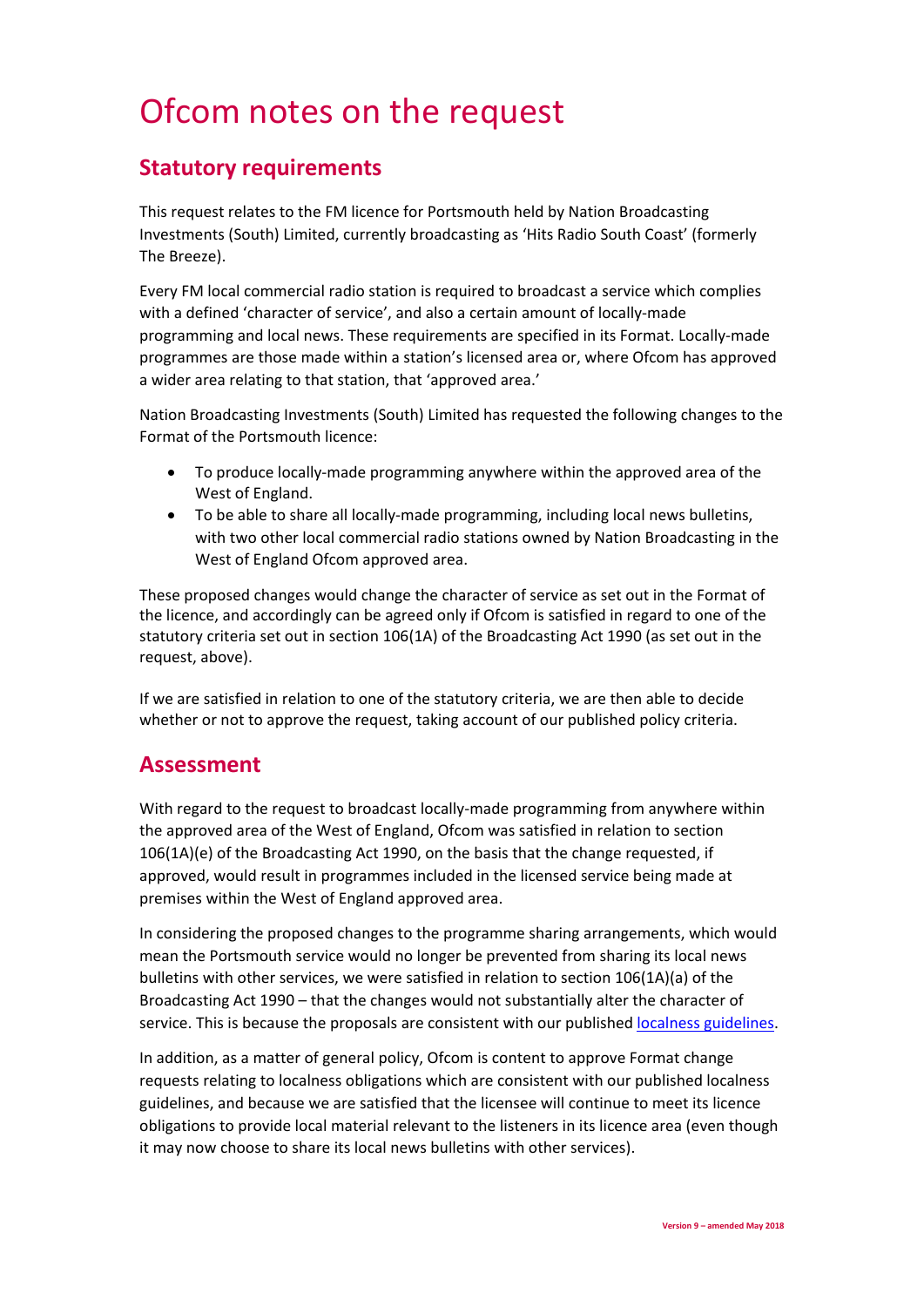# Ofcom notes on the request

## Statutory requirements

This request relates to the FM licence for Portsmouth held by Nation Broadcasting Investments (South) Limited, currently broadcasting as 'Hits Radio South Coast' (formerly The Breeze).

Every FM local commercial radio station is required to broadcast a service which complies with a defined 'character of service', and also a certain amount of locally-made programming and local news. These requirements are specified in its Format. Locally-made programmes are those made within a station's licensed area or, where Ofcom has approved a wider area relating to that station, that 'approved area.'

Nation Broadcasting Investments (South) Limited has requested the following changes to the Format of the Portsmouth licence:

- To produce locally-made programming anywhere within the approved area of the West of England.
- To be able to share all locally-made programming, including local news bulletins, with two other local commercial radio stations owned by Nation Broadcasting in the West of England Ofcom approved area.

These proposed changes would change the character of service as set out in the Format of the licence, and accordingly can be agreed only if Ofcom is satisfied in regard to one of the statutory criteria set out in section 106(1A) of the Broadcasting Act 1990 (as set out in the request, above).

If we are satisfied in relation to one of the statutory criteria, we are then able to decide whether or not to approve the request, taking account of our published policy criteria.

## Assessment

With regard to the request to broadcast locally-made programming from anywhere within the approved area of the West of England, Ofcom was satisfied in relation to section 106(1A)(e) of the Broadcasting Act 1990, on the basis that the change requested, if approved, would result in programmes included in the licensed service being made at premises within the West of England approved area.

In considering the proposed changes to the programme sharing arrangements, which would mean the Portsmouth service would no longer be prevented from sharing its local news bulletins with other services, we were satisfied in relation to section 106(1A)(a) of the Broadcasting Act 1990 – that the changes would not substantially alter the character of service. This is because the proposals are consistent with our published localness guidelines.

In addition, as a matter of general policy, Ofcom is content to approve Format change requests relating to localness obligations which are consistent with our published localness guidelines, and because we are satisfied that the licensee will continue to meet its licence obligations to provide local material relevant to the listeners in its licence area (even though it may now choose to share its local news bulletins with other services).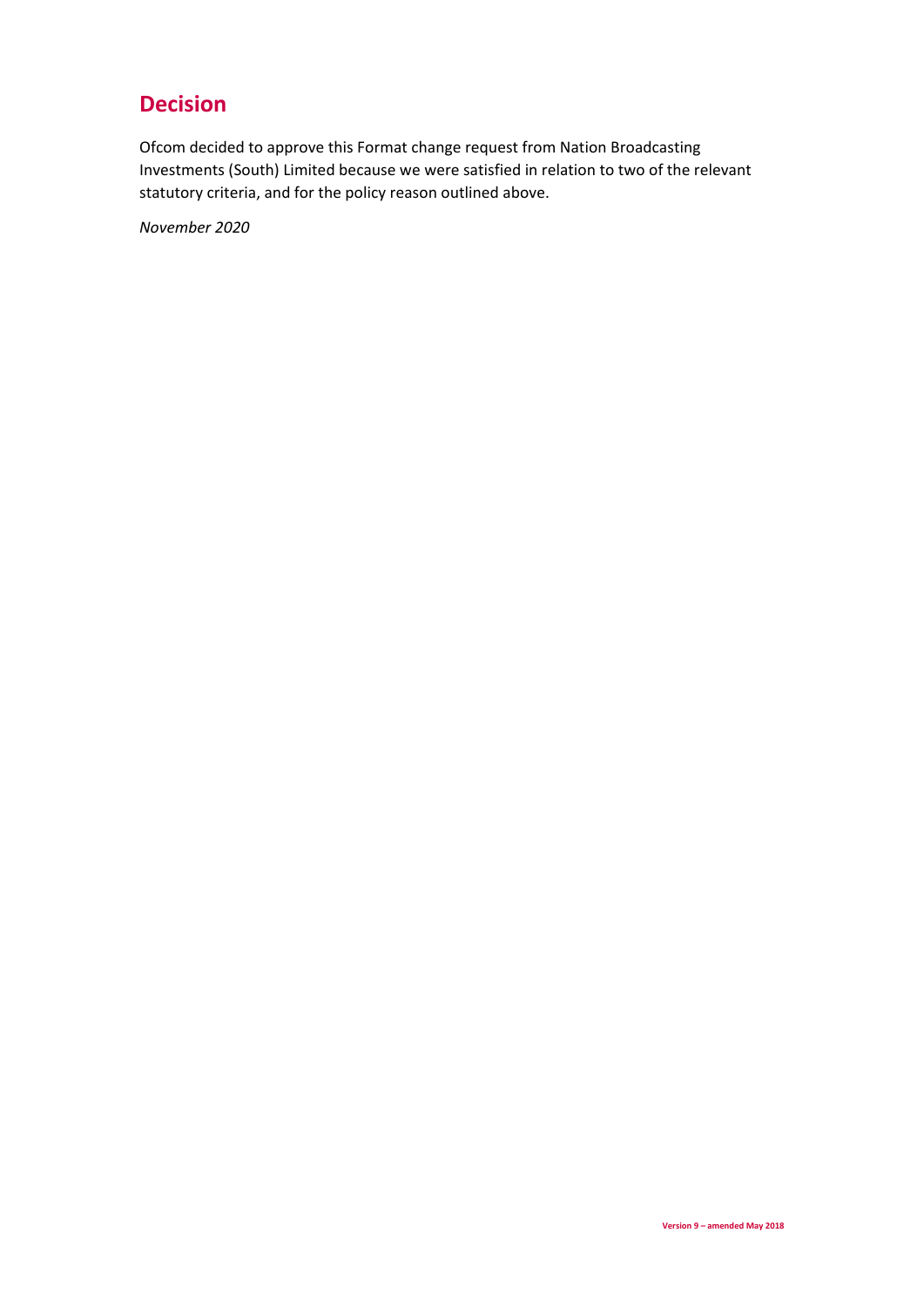## Decision

Ofcom decided to approve this Format change request from Nation Broadcasting Investments (South) Limited because we were satisfied in relation to two of the relevant statutory criteria, and for the policy reason outlined above.

*November 2020*